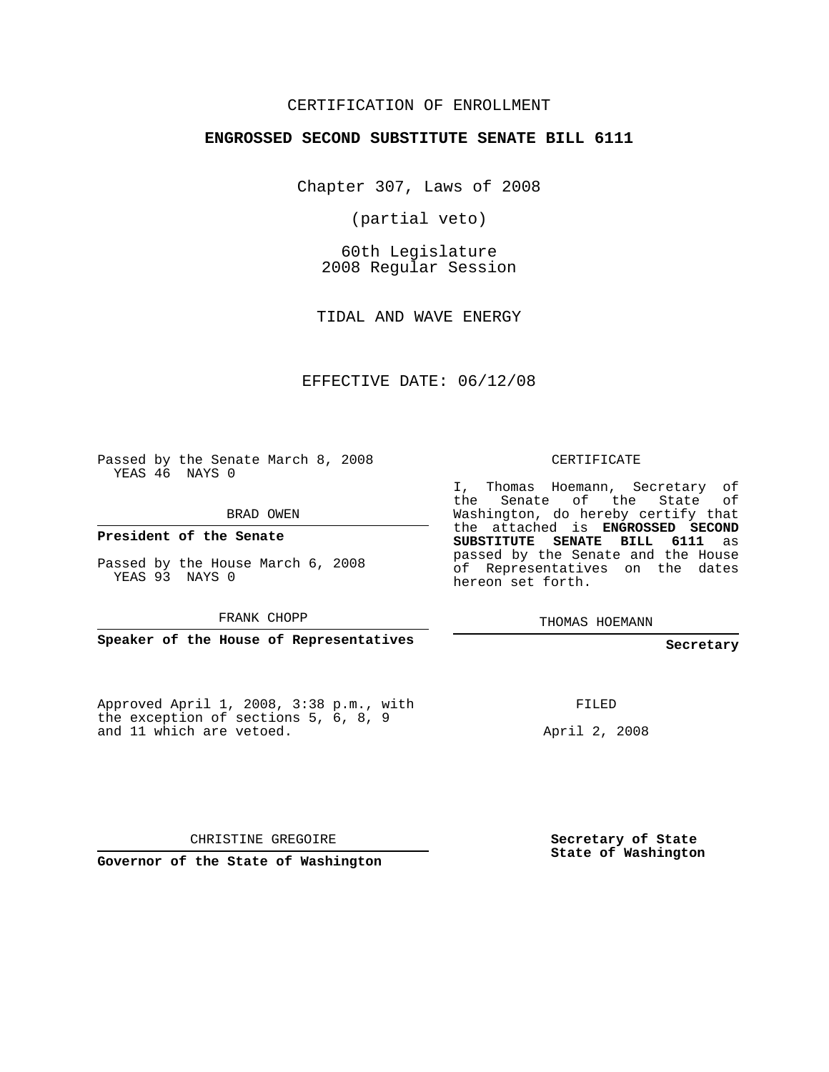CERTIFICATION OF ENROLLMENT

**ENGROSSED SECOND SUBSTITUTE SENATE BILL 6111**

Chapter 307, Laws of 2008

(partial veto)

60th Legislature
2008 Regular Session

TIDAL AND WAVE ENERGY

EFFECTIVE DATE: 06/12/08

Passed by the Senate March 8, 2008
YEAS 46 NAYS 0

BRAD OWEN

**President of the Senate**

Passed by the House March 6, 2008
YEAS 93 NAYS 0

FRANK CHOPP

**Speaker of the House of Representatives**

CERTIFICATE

I, Thomas Hoemann, Secretary of the Senate of the State of Washington, do hereby certify that the attached is **ENGROSSED SECOND SUBSTITUTE SENATE BILL 6111** as passed by the Senate and the House of Representatives on the dates hereon set forth.

THOMAS HOEMANN

**Secretary**

Approved April 1, 2008, 3:38 p.m., with the exception of sections 5, 6, 8, 9 and 11 which are vetoed.

FILED

April 2, 2008

CHRISTINE GREGOIRE

**Governor of the State of Washington**

**Secretary of State**
**State of Washington**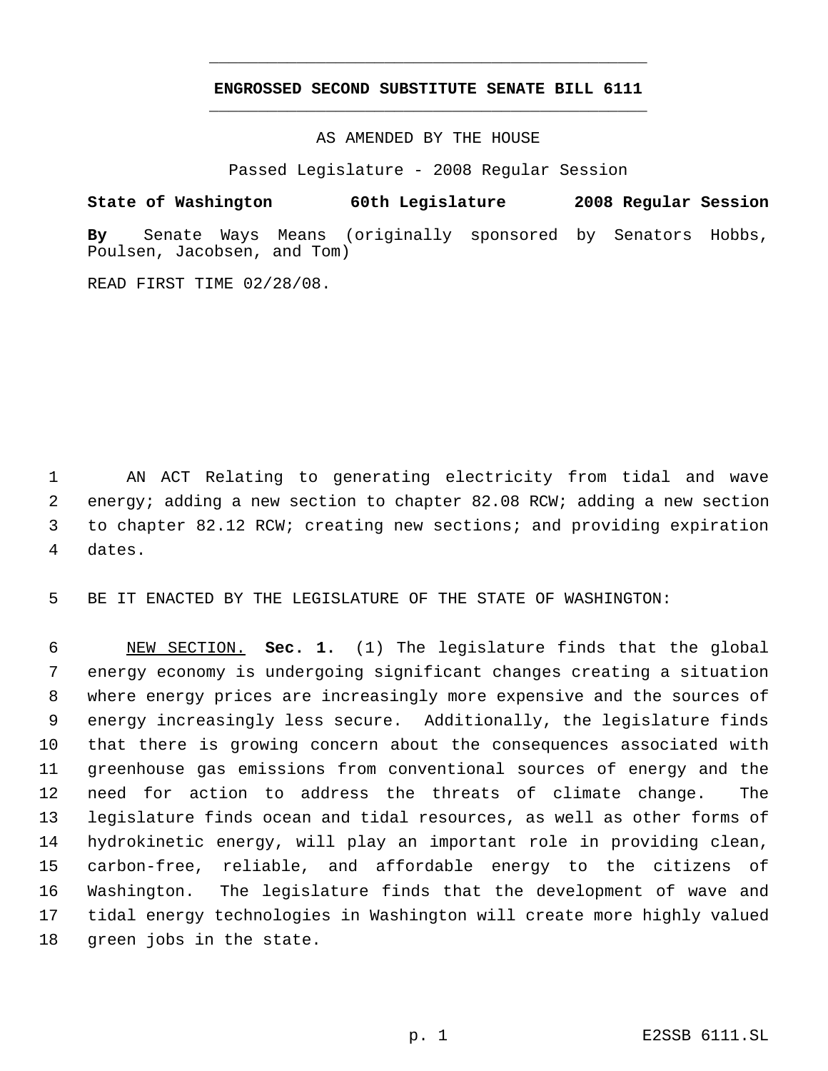# ENGROSSED SECOND SUBSTITUTE SENATE BILL 6111

AS AMENDED BY THE HOUSE

Passed Legislature - 2008 Regular Session

**State of Washington 60th Legislature 2008 Regular Session**

**By** Senate Ways Means (originally sponsored by Senators Hobbs, Poulsen, Jacobsen, and Tom)

READ FIRST TIME 02/28/08.

AN ACT Relating to generating electricity from tidal and wave energy; adding a new section to chapter 82.08 RCW; adding a new section to chapter 82.12 RCW; creating new sections; and providing expiration dates.

BE IT ENACTED BY THE LEGISLATURE OF THE STATE OF WASHINGTON:

NEW SECTION. **Sec. 1.** (1) The legislature finds that the global energy economy is undergoing significant changes creating a situation where energy prices are increasingly more expensive and the sources of energy increasingly less secure. Additionally, the legislature finds that there is growing concern about the consequences associated with greenhouse gas emissions from conventional sources of energy and the need for action to address the threats of climate change. The legislature finds ocean and tidal resources, as well as other forms of hydrokinetic energy, will play an important role in providing clean, carbon-free, reliable, and affordable energy to the citizens of Washington. The legislature finds that the development of wave and tidal energy technologies in Washington will create more highly valued green jobs in the state.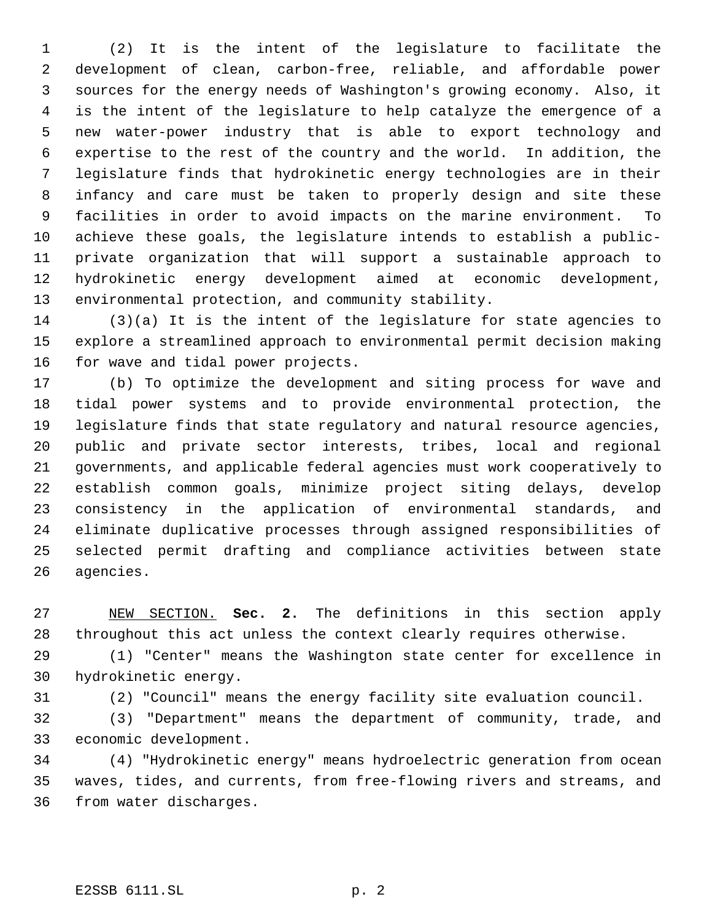(2) It is the intent of the legislature to facilitate the development of clean, carbon-free, reliable, and affordable power sources for the energy needs of Washington's growing economy. Also, it is the intent of the legislature to help catalyze the emergence of a new water-power industry that is able to export technology and expertise to the rest of the country and the world. In addition, the legislature finds that hydrokinetic energy technologies are in their infancy and care must be taken to properly design and site these facilities in order to avoid impacts on the marine environment. To achieve these goals, the legislature intends to establish a public-private organization that will support a sustainable approach to hydrokinetic energy development aimed at economic development, environmental protection, and community stability.

(3)(a) It is the intent of the legislature for state agencies to explore a streamlined approach to environmental permit decision making for wave and tidal power projects.

(b) To optimize the development and siting process for wave and tidal power systems and to provide environmental protection, the legislature finds that state regulatory and natural resource agencies, public and private sector interests, tribes, local and regional governments, and applicable federal agencies must work cooperatively to establish common goals, minimize project siting delays, develop consistency in the application of environmental standards, and eliminate duplicative processes through assigned responsibilities of selected permit drafting and compliance activities between state agencies.

NEW SECTION. **Sec. 2.** The definitions in this section apply throughout this act unless the context clearly requires otherwise.

(1) "Center" means the Washington state center for excellence in hydrokinetic energy.

(2) "Council" means the energy facility site evaluation council.

(3) "Department" means the department of community, trade, and economic development.

(4) "Hydrokinetic energy" means hydroelectric generation from ocean waves, tides, and currents, from free-flowing rivers and streams, and from water discharges.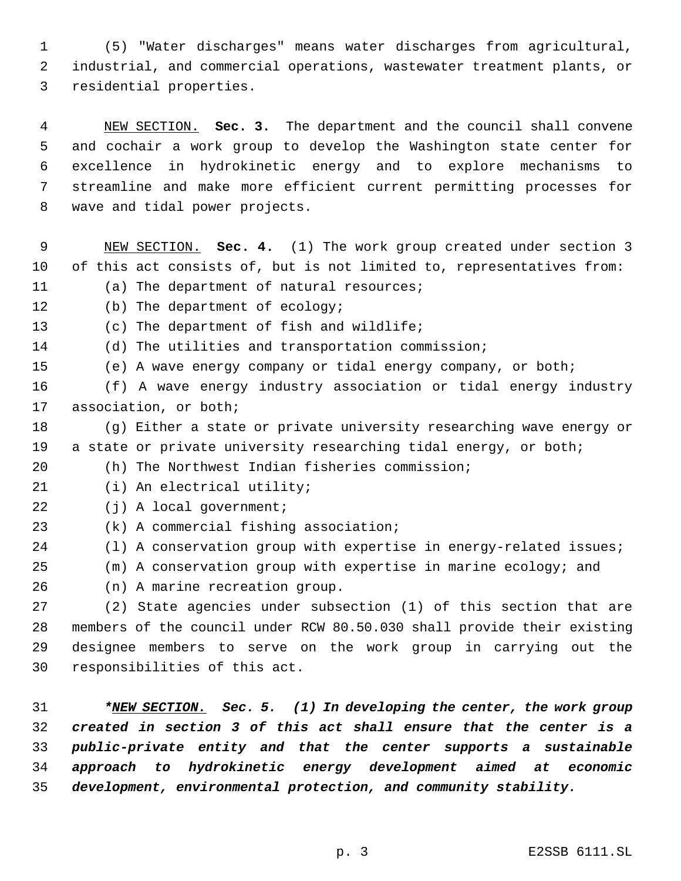(5) "Water discharges" means water discharges from agricultural, industrial, and commercial operations, wastewater treatment plants, or residential properties.

NEW SECTION. **Sec. 3.** The department and the council shall convene and cochair a work group to develop the Washington state center for excellence in hydrokinetic energy and to explore mechanisms to streamline and make more efficient current permitting processes for wave and tidal power projects.

NEW SECTION. **Sec. 4.** (1) The work group created under section 3 of this act consists of, but is not limited to, representatives from:

(a) The department of natural resources;

(b) The department of ecology;

(c) The department of fish and wildlife;

(d) The utilities and transportation commission;

(e) A wave energy company or tidal energy company, or both;

(f) A wave energy industry association or tidal energy industry association, or both;

(g) Either a state or private university researching wave energy or a state or private university researching tidal energy, or both;

(h) The Northwest Indian fisheries commission;

(i) An electrical utility;

(j) A local government;

(k) A commercial fishing association;

(l) A conservation group with expertise in energy-related issues;

(m) A conservation group with expertise in marine ecology; and

(n) A marine recreation group.

(2) State agencies under subsection (1) of this section that are members of the council under RCW 80.50.030 shall provide their existing designee members to serve on the work group in carrying out the responsibilities of this act.

***NEW SECTION. Sec. 5. (1) In developing the center, the work group created in section 3 of this act shall ensure that the center is a public-private entity and that the center supports a sustainable approach to hydrokinetic energy development aimed at economic development, environmental protection, and community stability.***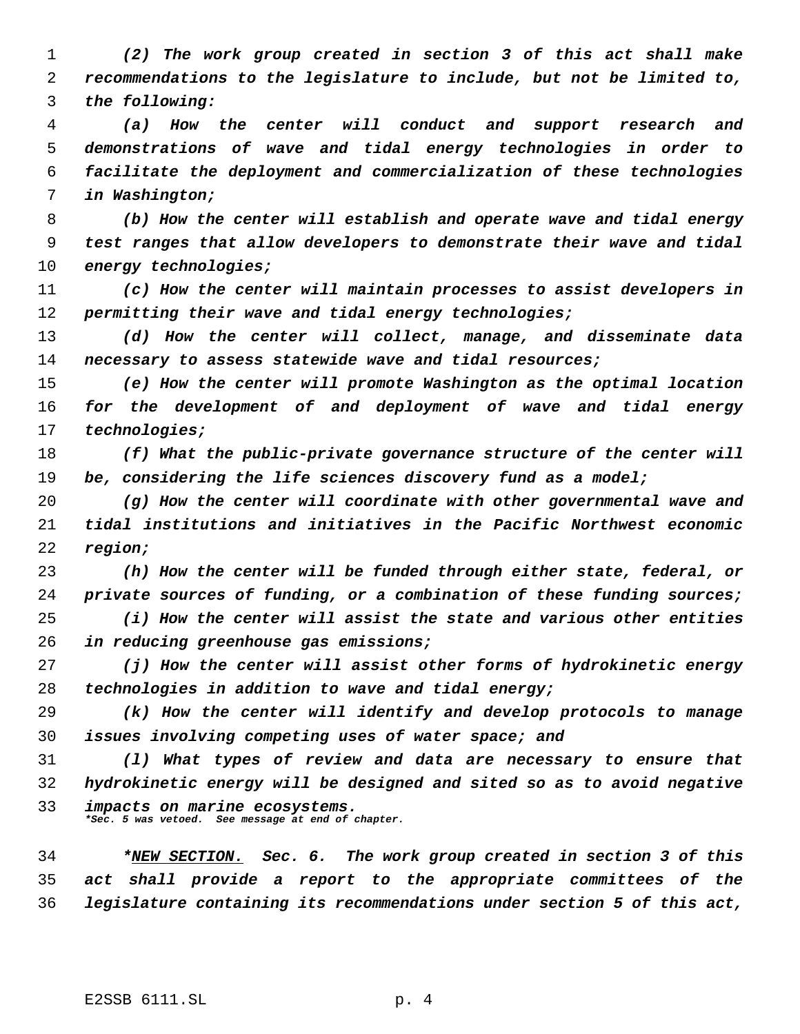*(2) The work group created in section 3 of this act shall make recommendations to the legislature to include, but not be limited to, the following:*

*(a) How the center will conduct and support research and demonstrations of wave and tidal energy technologies in order to facilitate the deployment and commercialization of these technologies in Washington;*

*(b) How the center will establish and operate wave and tidal energy test ranges that allow developers to demonstrate their wave and tidal energy technologies;*

*(c) How the center will maintain processes to assist developers in permitting their wave and tidal energy technologies;*

*(d) How the center will collect, manage, and disseminate data necessary to assess statewide wave and tidal resources;*

*(e) How the center will promote Washington as the optimal location for the development of and deployment of wave and tidal energy technologies;*

*(f) What the public-private governance structure of the center will be, considering the life sciences discovery fund as a model;*

*(g) How the center will coordinate with other governmental wave and tidal institutions and initiatives in the Pacific Northwest economic region;*

*(h) How the center will be funded through either state, federal, or private sources of funding, or a combination of these funding sources;*

*(i) How the center will assist the state and various other entities in reducing greenhouse gas emissions;*

*(j) How the center will assist other forms of hydrokinetic energy technologies in addition to wave and tidal energy;*

*(k) How the center will identify and develop protocols to manage issues involving competing uses of water space; and*

*(l) What types of review and data are necessary to ensure that hydrokinetic energy will be designed and sited so as to avoid negative impacts on marine ecosystems.*

***Sec. 5 was vetoed. See message at end of chapter.***

***NEW SECTION.* *Sec. 6.* *The work group created in section 3 of this act shall provide a report to the appropriate committees of the legislature containing its recommendations under section 5 of this act,***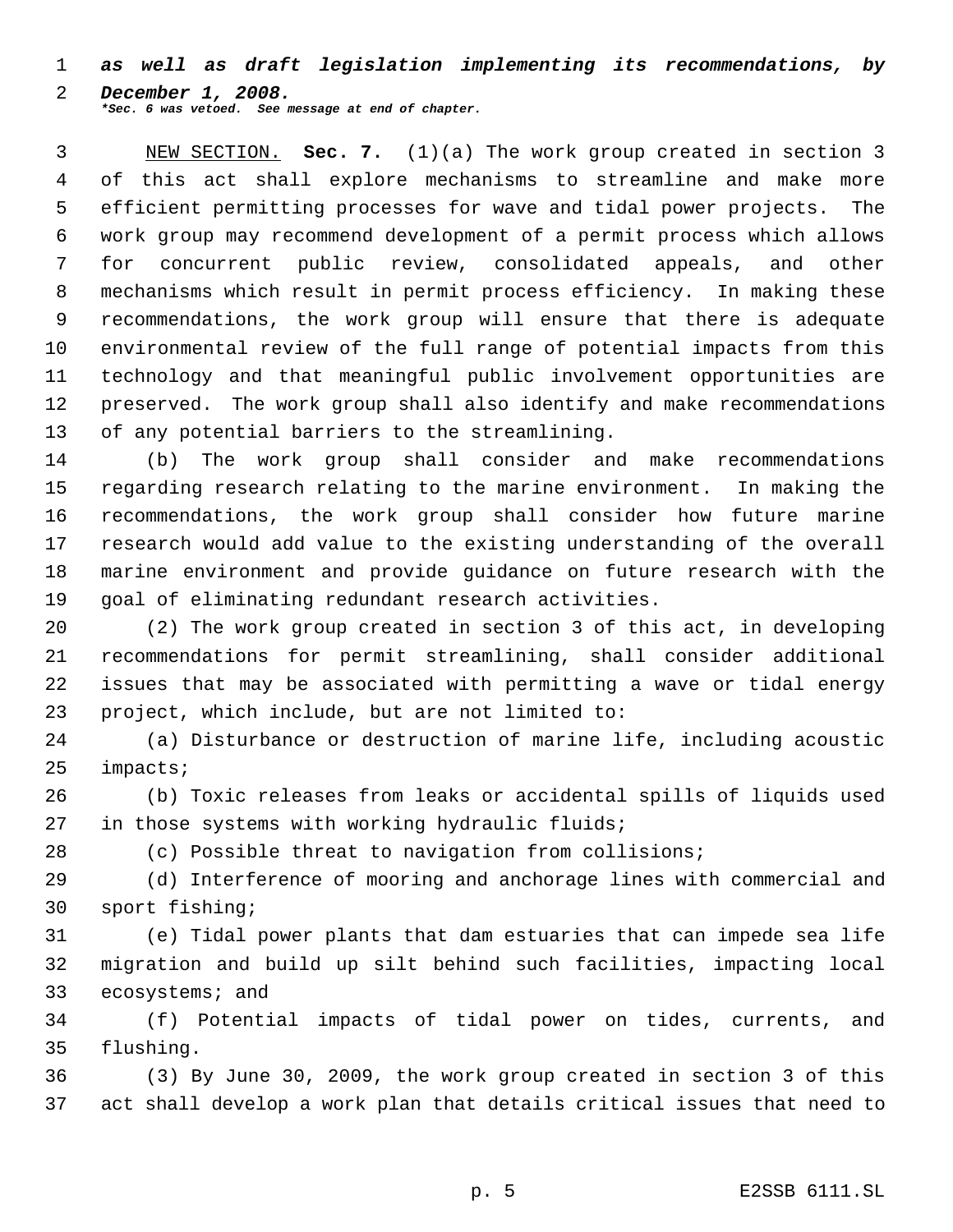***as well as draft legislation implementing its recommendations, by December 1, 2008.***
****Sec. 6 was vetoed. See message at end of chapter.***

NEW SECTION. **Sec. 7.** (1)(a) The work group created in section 3 of this act shall explore mechanisms to streamline and make more efficient permitting processes for wave and tidal power projects. The work group may recommend development of a permit process which allows for concurrent public review, consolidated appeals, and other mechanisms which result in permit process efficiency. In making these recommendations, the work group will ensure that there is adequate environmental review of the full range of potential impacts from this technology and that meaningful public involvement opportunities are preserved. The work group shall also identify and make recommendations of any potential barriers to the streamlining.

(b) The work group shall consider and make recommendations regarding research relating to the marine environment. In making the recommendations, the work group shall consider how future marine research would add value to the existing understanding of the overall marine environment and provide guidance on future research with the goal of eliminating redundant research activities.

(2) The work group created in section 3 of this act, in developing recommendations for permit streamlining, shall consider additional issues that may be associated with permitting a wave or tidal energy project, which include, but are not limited to:

(a) Disturbance or destruction of marine life, including acoustic impacts;

(b) Toxic releases from leaks or accidental spills of liquids used in those systems with working hydraulic fluids;

(c) Possible threat to navigation from collisions;

(d) Interference of mooring and anchorage lines with commercial and sport fishing;

(e) Tidal power plants that dam estuaries that can impede sea life migration and build up silt behind such facilities, impacting local ecosystems; and

(f) Potential impacts of tidal power on tides, currents, and flushing.

(3) By June 30, 2009, the work group created in section 3 of this act shall develop a work plan that details critical issues that need to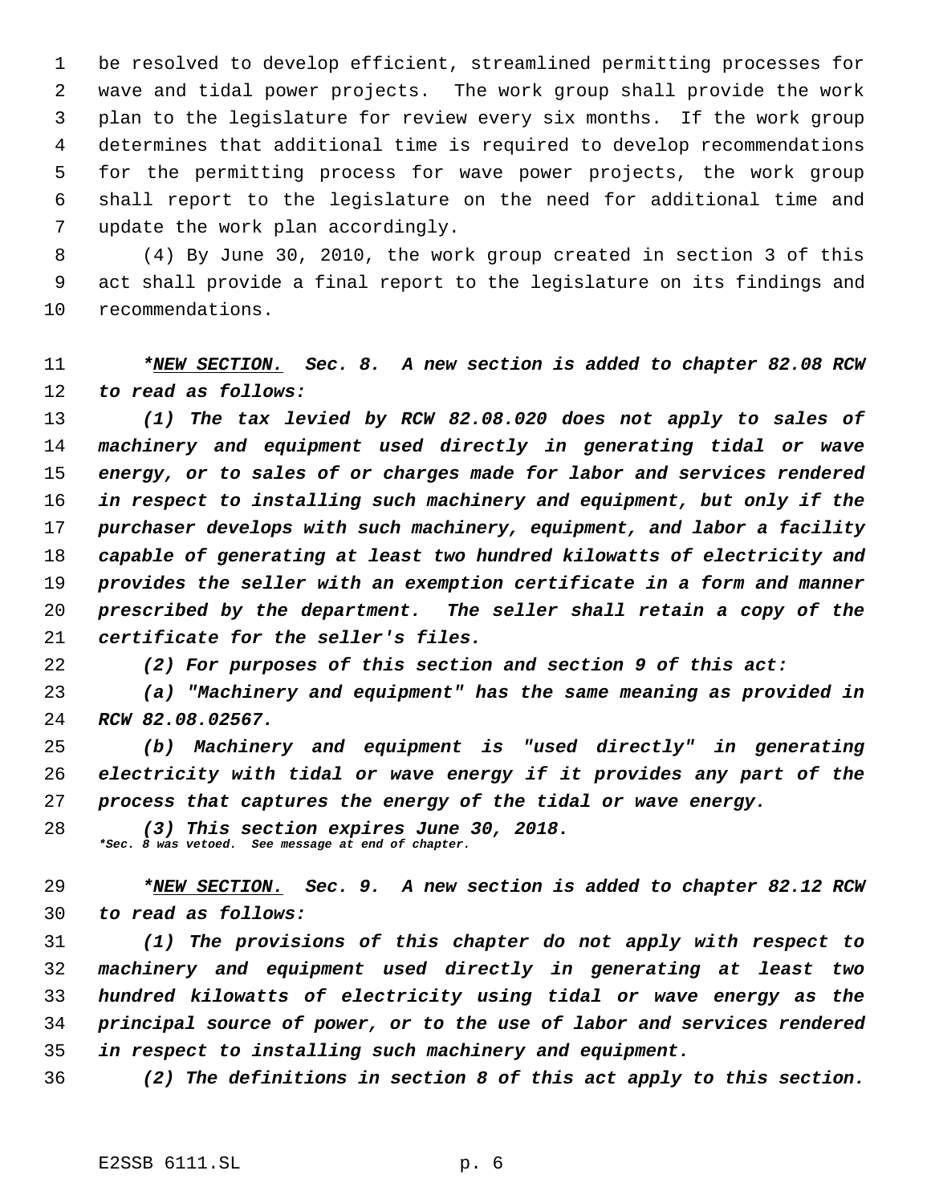be resolved to develop efficient, streamlined permitting processes for wave and tidal power projects. The work group shall provide the work plan to the legislature for review every six months. If the work group determines that additional time is required to develop recommendations for the permitting process for wave power projects, the work group shall report to the legislature on the need for additional time and update the work plan accordingly.

(4) By June 30, 2010, the work group created in section 3 of this act shall provide a final report to the legislature on its findings and recommendations.

***NEW SECTION.*** ***Sec. 8. A new section is added to chapter 82.08 RCW to read as follows:***

***(1) The tax levied by RCW 82.08.020 does not apply to sales of machinery and equipment used directly in generating tidal or wave energy, or to sales of or charges made for labor and services rendered in respect to installing such machinery and equipment, but only if the purchaser develops with such machinery, equipment, and labor a facility capable of generating at least two hundred kilowatts of electricity and provides the seller with an exemption certificate in a form and manner prescribed by the department. The seller shall retain a copy of the certificate for the seller's files.***

***(2) For purposes of this section and section 9 of this act:***

***(a) "Machinery and equipment" has the same meaning as provided in RCW 82.08.02567.***

***(b) Machinery and equipment is "used directly" in generating electricity with tidal or wave energy if it provides any part of the process that captures the energy of the tidal or wave energy.***

***(3) This section expires June 30, 2018.***

****Sec. 8 was vetoed. See message at end of chapter.***

***NEW SECTION.*** ***Sec. 9. A new section is added to chapter 82.12 RCW to read as follows:***

***(1) The provisions of this chapter do not apply with respect to machinery and equipment used directly in generating at least two hundred kilowatts of electricity using tidal or wave energy as the principal source of power, or to the use of labor and services rendered in respect to installing such machinery and equipment.***

***(2) The definitions in section 8 of this act apply to this section.***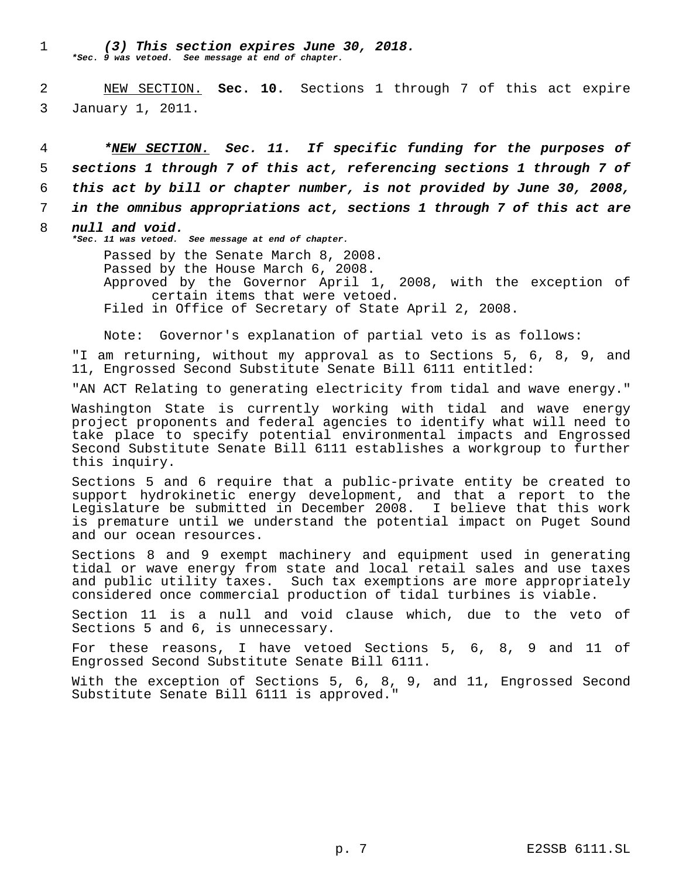***(3) This section expires June 30, 2018.***

***\*Sec. 9 was vetoed. See message at end of chapter.***

NEW SECTION. **Sec. 10.** Sections 1 through 7 of this act expire January 1, 2011.

***\*NEW SECTION. Sec. 11. If specific funding for the purposes of sections 1 through 7 of this act, referencing sections 1 through 7 of this act by bill or chapter number, is not provided by June 30, 2008, in the omnibus appropriations act, sections 1 through 7 of this act are null and void.***

***\*Sec. 11 was vetoed. See message at end of chapter.***

Passed by the Senate March 8, 2008.
Passed by the House March 6, 2008.
Approved by the Governor April 1, 2008, with the exception of certain items that were vetoed.
Filed in Office of Secretary of State April 2, 2008.

Note: Governor's explanation of partial veto is as follows:

"I am returning, without my approval as to Sections 5, 6, 8, 9, and 11, Engrossed Second Substitute Senate Bill 6111 entitled:

"AN ACT Relating to generating electricity from tidal and wave energy."

Washington State is currently working with tidal and wave energy project proponents and federal agencies to identify what will need to take place to specify potential environmental impacts and Engrossed Second Substitute Senate Bill 6111 establishes a workgroup to further this inquiry.

Sections 5 and 6 require that a public-private entity be created to support hydrokinetic energy development, and that a report to the Legislature be submitted in December 2008. I believe that this work is premature until we understand the potential impact on Puget Sound and our ocean resources.

Sections 8 and 9 exempt machinery and equipment used in generating tidal or wave energy from state and local retail sales and use taxes and public utility taxes. Such tax exemptions are more appropriately considered once commercial production of tidal turbines is viable.

Section 11 is a null and void clause which, due to the veto of Sections 5 and 6, is unnecessary.

For these reasons, I have vetoed Sections 5, 6, 8, 9 and 11 of Engrossed Second Substitute Senate Bill 6111.

With the exception of Sections 5, 6, 8, 9, and 11, Engrossed Second Substitute Senate Bill 6111 is approved."